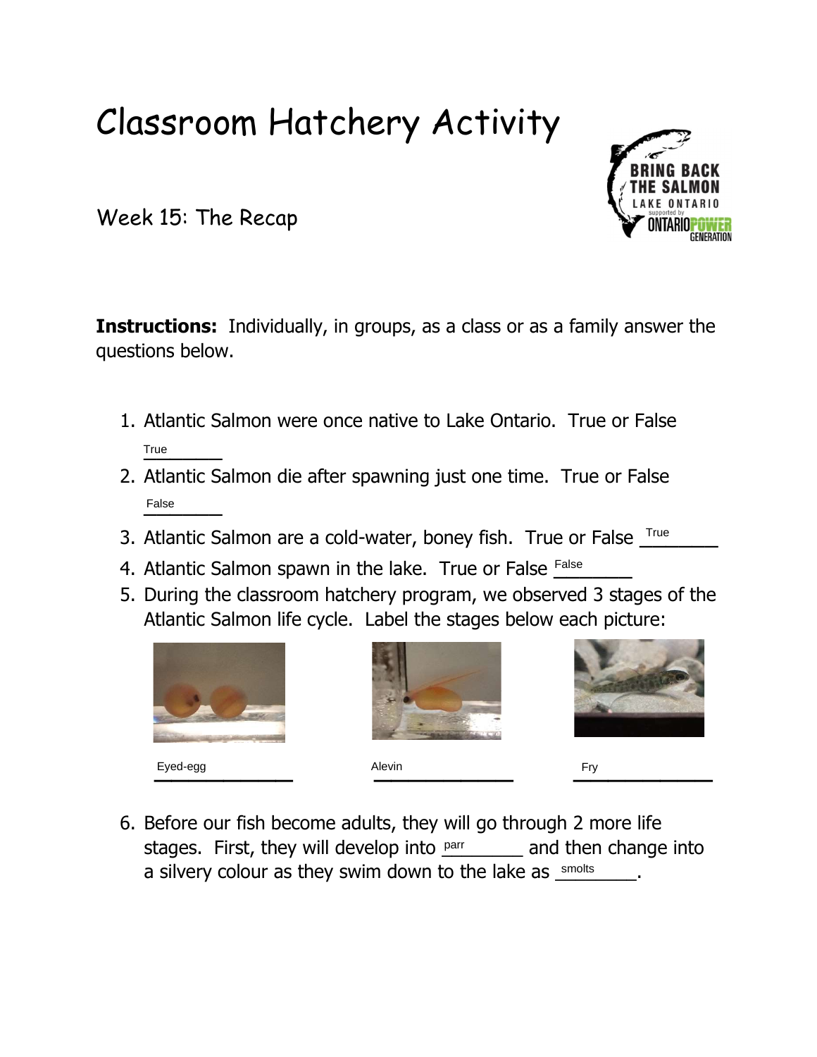# Classroom Hatchery Activity

## Week 15: The Recap

BRING BACK THE SALMON LAKE ONTARIO supported by ONTARIO POWER GENERATION

**Instructions:** Individually, in groups, as a class or as a family answer the questions below.

1. Atlantic Salmon were once native to Lake Ontario. True or False True
2. Atlantic Salmon die after spawning just one time. True or False False
3. Atlantic Salmon are a cold-water, boney fish. True or False True
4. Atlantic Salmon spawn in the lake. True or False False
5. During the classroom hatchery program, we observed 3 stages of the Atlantic Salmon life cycle. Label the stages below each picture:

   Eyed-egg

   Alevin

   Fry

6. Before our fish become adults, they will go through 2 more life stages. First, they will develop into parr and then change into a silvery colour as they swim down to the lake as smolts.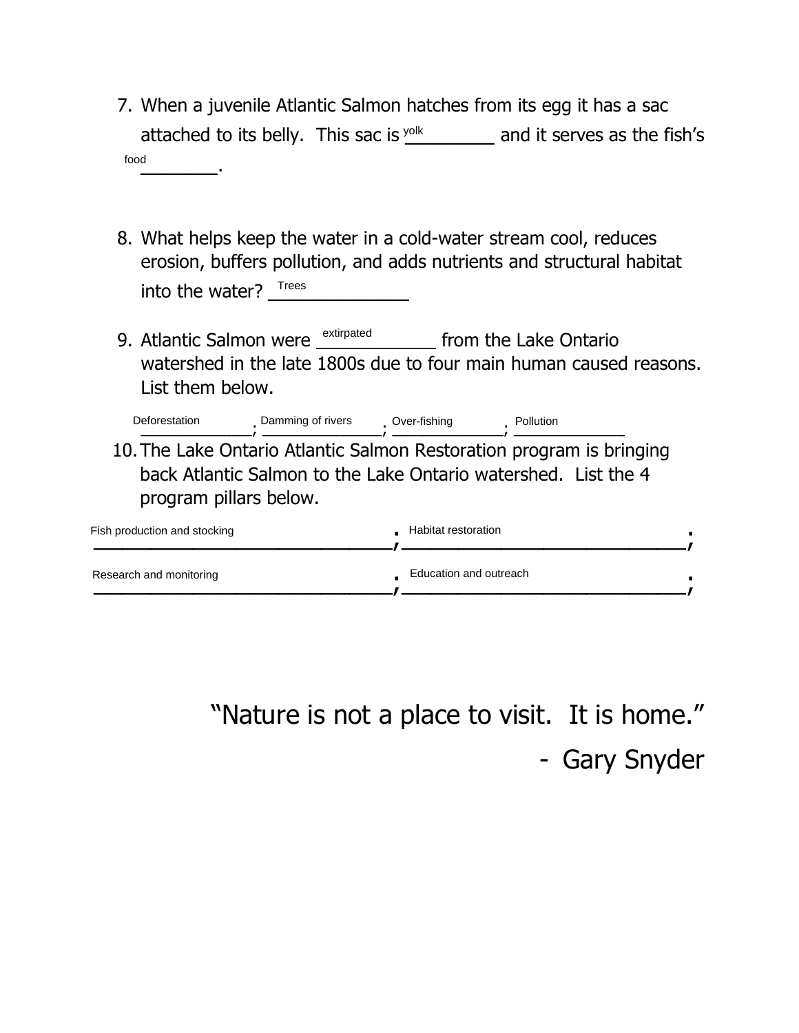7. When a juvenile Atlantic Salmon hatches from its egg it has a sac attached to its belly. This sac is yolk and it serves as the fish's food.

8. What helps keep the water in a cold-water stream cool, reduces erosion, buffers pollution, and adds nutrients and structural habitat into the water? Trees

9. Atlantic Salmon were extirpated from the Lake Ontario watershed in the late 1800s due to four main human caused reasons. List them below.

   Deforestation; Damming of rivers; Over-fishing; Pollution

10. The Lake Ontario Atlantic Salmon Restoration program is bringing back Atlantic Salmon to the Lake Ontario watershed. List the 4 program pillars below.

    Fish production and stocking; Habitat restoration;
    Research and monitoring; Education and outreach;

"Nature is not a place to visit. It is home."

\- Gary Snyder